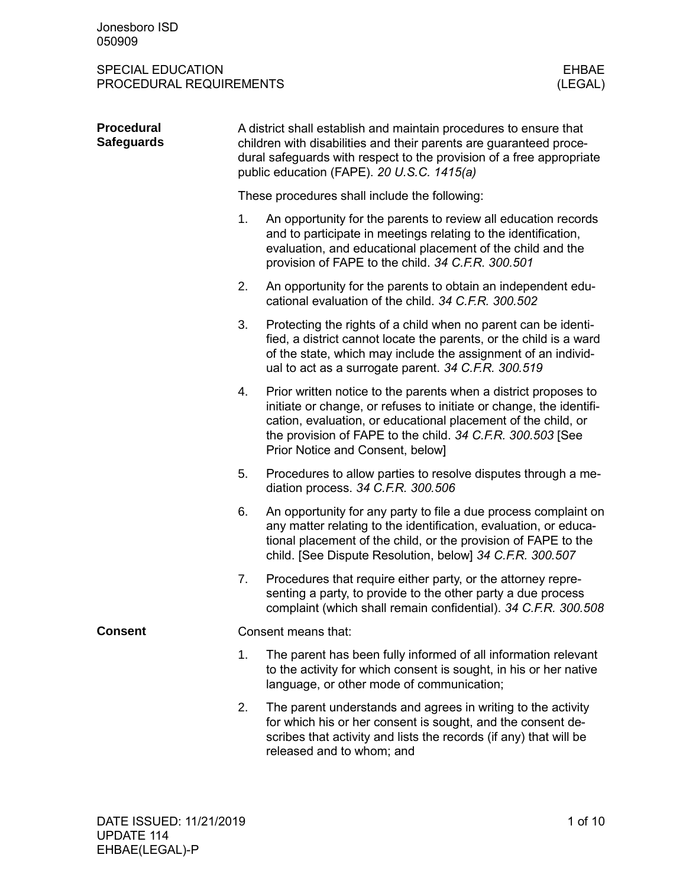# SPECIAL EDUCATION PROCEDURAL REQUIREMENTS

## EHBAE (LEGAL)

### Procedural Safeguards

A district shall establish and maintain procedures to ensure that children with disabilities and their parents are guaranteed procedural safeguards with respect to the provision of a free appropriate public education (FAPE). *20 U.S.C. 1415(a)*

These procedures shall include the following:

1. An opportunity for the parents to review all education records and to participate in meetings relating to the identification, evaluation, and educational placement of the child and the provision of FAPE to the child. *34 C.F.R. 300.501*
2. An opportunity for the parents to obtain an independent educational evaluation of the child. *34 C.F.R. 300.502*
3. Protecting the rights of a child when no parent can be identified, a district cannot locate the parents, or the child is a ward of the state, which may include the assignment of an individual to act as a surrogate parent. *34 C.F.R. 300.519*
4. Prior written notice to the parents when a district proposes to initiate or change, or refuses to initiate or change, the identification, evaluation, or educational placement of the child, or the provision of FAPE to the child. *34 C.F.R. 300.503* [See Prior Notice and Consent, below]
5. Procedures to allow parties to resolve disputes through a mediation process. *34 C.F.R. 300.506*
6. An opportunity for any party to file a due process complaint on any matter relating to the identification, evaluation, or educational placement of the child, or the provision of FAPE to the child. [See Dispute Resolution, below] *34 C.F.R. 300.507*
7. Procedures that require either party, or the attorney representing a party, to provide to the other party a due process complaint (which shall remain confidential). *34 C.F.R. 300.508*

### Consent

Consent means that:

1. The parent has been fully informed of all information relevant to the activity for which consent is sought, in his or her native language, or other mode of communication;
2. The parent understands and agrees in writing to the activity for which his or her consent is sought, and the consent describes that activity and lists the records (if any) that will be released and to whom; and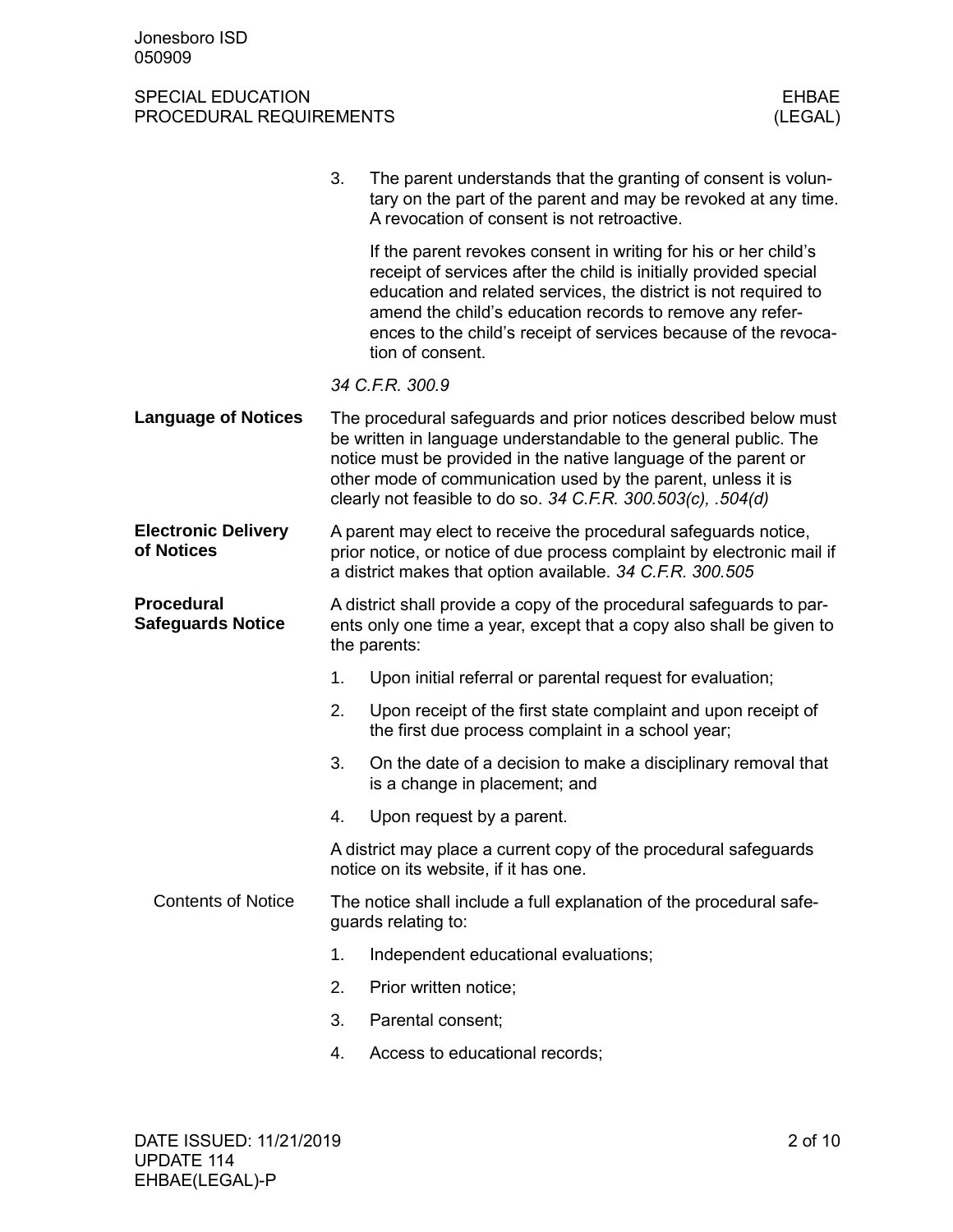3. The parent understands that the granting of consent is voluntary on the part of the parent and may be revoked at any time. A revocation of consent is not retroactive.

   If the parent revokes consent in writing for his or her child's receipt of services after the child is initially provided special education and related services, the district is not required to amend the child's education records to remove any references to the child's receipt of services because of the revocation of consent.

*34 C.F.R. 300.9*

**Language of Notices**

The procedural safeguards and prior notices described below must be written in language understandable to the general public. The notice must be provided in the native language of the parent or other mode of communication used by the parent, unless it is clearly not feasible to do so. *34 C.F.R. 300.503(c), .504(d)*

**Electronic Delivery of Notices**

A parent may elect to receive the procedural safeguards notice, prior notice, or notice of due process complaint by electronic mail if a district makes that option available. *34 C.F.R. 300.505*

**Procedural Safeguards Notice**

A district shall provide a copy of the procedural safeguards to parents only one time a year, except that a copy also shall be given to the parents:

1. Upon initial referral or parental request for evaluation;
2. Upon receipt of the first state complaint and upon receipt of the first due process complaint in a school year;
3. On the date of a decision to make a disciplinary removal that is a change in placement; and
4. Upon request by a parent.

A district may place a current copy of the procedural safeguards notice on its website, if it has one.

Contents of Notice

The notice shall include a full explanation of the procedural safeguards relating to:

1. Independent educational evaluations;
2. Prior written notice;
3. Parental consent;
4. Access to educational records;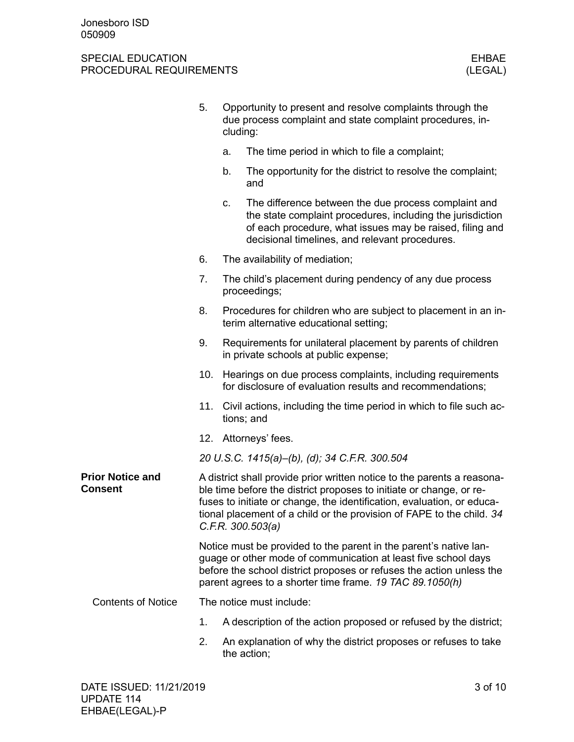5. Opportunity to present and resolve complaints through the due process complaint and state complaint procedures, including:
   a. The time period in which to file a complaint;
   b. The opportunity for the district to resolve the complaint; and
   c. The difference between the due process complaint and the state complaint procedures, including the jurisdiction of each procedure, what issues may be raised, filing and decisional timelines, and relevant procedures.
6. The availability of mediation;
7. The child's placement during pendency of any due process proceedings;
8. Procedures for children who are subject to placement in an interim alternative educational setting;
9. Requirements for unilateral placement by parents of children in private schools at public expense;
10. Hearings on due process complaints, including requirements for disclosure of evaluation results and recommendations;
11. Civil actions, including the time period in which to file such actions; and
12. Attorneys' fees.

*20 U.S.C. 1415(a)–(b), (d); 34 C.F.R. 300.504*

## Prior Notice and Consent

A district shall provide prior written notice to the parents a reasonable time before the district proposes to initiate or change, or refuses to initiate or change, the identification, evaluation, or educational placement of a child or the provision of FAPE to the child. *34 C.F.R. 300.503(a)*

Notice must be provided to the parent in the parent's native language or other mode of communication at least five school days before the school district proposes or refuses the action unless the parent agrees to a shorter time frame. *19 TAC 89.1050(h)*

### Contents of Notice

The notice must include:

1. A description of the action proposed or refused by the district;
2. An explanation of why the district proposes or refuses to take the action;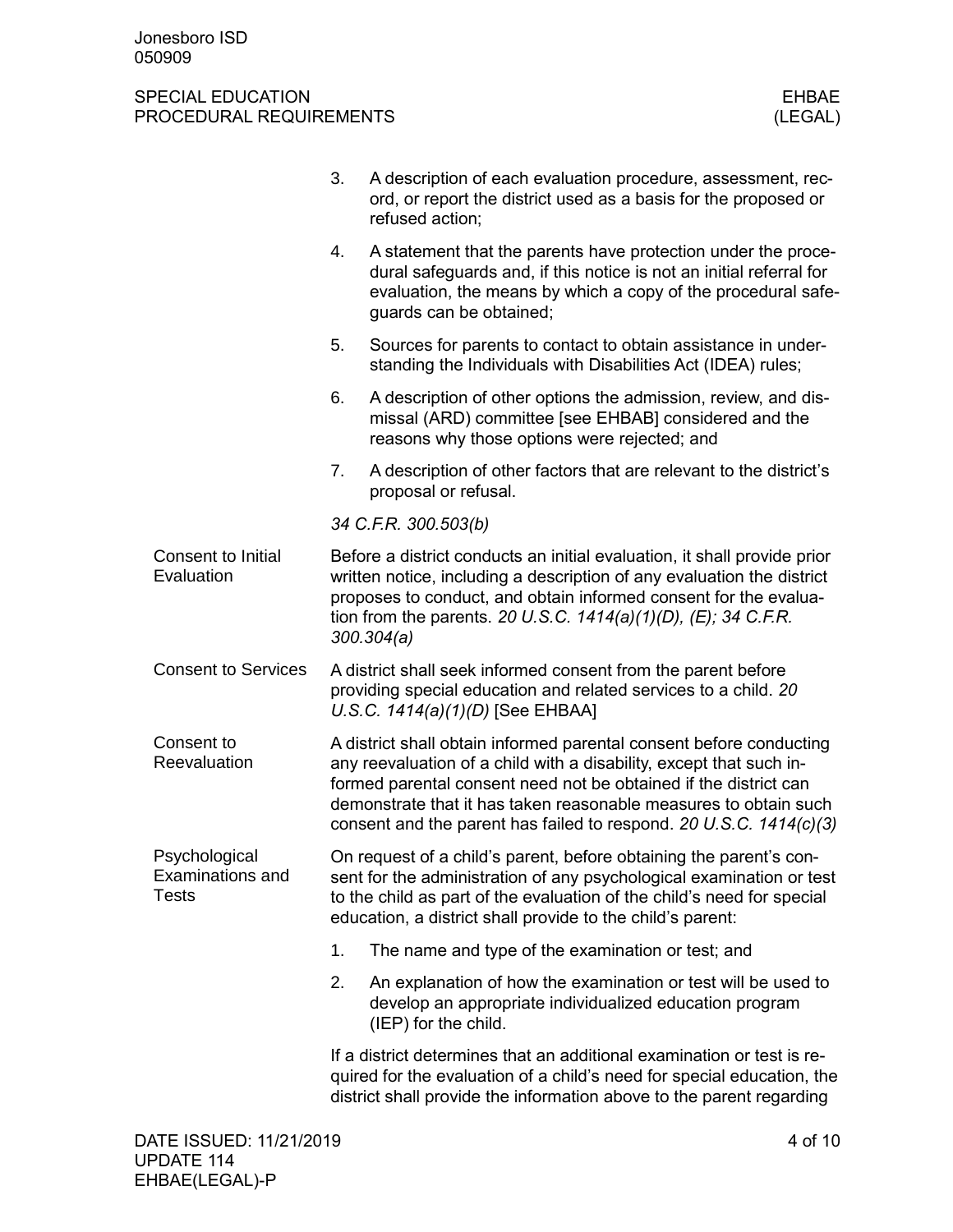3. A description of each evaluation procedure, assessment, record, or report the district used as a basis for the proposed or refused action;
4. A statement that the parents have protection under the procedural safeguards and, if this notice is not an initial referral for evaluation, the means by which a copy of the procedural safeguards can be obtained;
5. Sources for parents to contact to obtain assistance in understanding the Individuals with Disabilities Act (IDEA) rules;
6. A description of other options the admission, review, and dismissal (ARD) committee [see EHBAB] considered and the reasons why those options were rejected; and
7. A description of other factors that are relevant to the district's proposal or refusal.

*34 C.F.R. 300.503(b)*

### Consent to Initial Evaluation

Before a district conducts an initial evaluation, it shall provide prior written notice, including a description of any evaluation the district proposes to conduct, and obtain informed consent for the evaluation from the parents. *20 U.S.C. 1414(a)(1)(D), (E); 34 C.F.R. 300.304(a)*

### Consent to Services

A district shall seek informed consent from the parent before providing special education and related services to a child. *20 U.S.C. 1414(a)(1)(D)* [See EHBAA]

### Consent to Reevaluation

A district shall obtain informed parental consent before conducting any reevaluation of a child with a disability, except that such informed parental consent need not be obtained if the district can demonstrate that it has taken reasonable measures to obtain such consent and the parent has failed to respond. *20 U.S.C. 1414(c)(3)*

### Psychological Examinations and Tests

On request of a child's parent, before obtaining the parent's consent for the administration of any psychological examination or test to the child as part of the evaluation of the child's need for special education, a district shall provide to the child's parent:

1. The name and type of the examination or test; and
2. An explanation of how the examination or test will be used to develop an appropriate individualized education program (IEP) for the child.

If a district determines that an additional examination or test is required for the evaluation of a child's need for special education, the district shall provide the information above to the parent regarding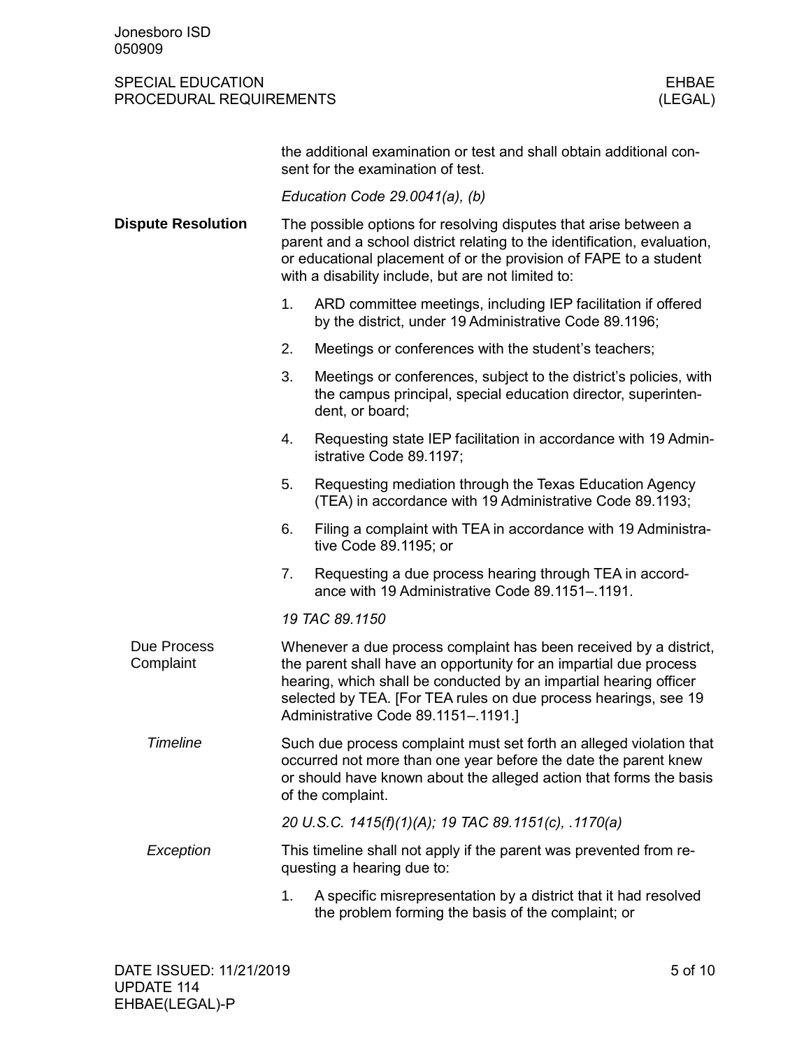the additional examination or test and shall obtain additional consent for the examination of test.

*Education Code 29.0041(a), (b)*

## Dispute Resolution

The possible options for resolving disputes that arise between a parent and a school district relating to the identification, evaluation, or educational placement of or the provision of FAPE to a student with a disability include, but are not limited to:

1. ARD committee meetings, including IEP facilitation if offered by the district, under 19 Administrative Code 89.1196;
2. Meetings or conferences with the student's teachers;
3. Meetings or conferences, subject to the district's policies, with the campus principal, special education director, superintendent, or board;
4. Requesting state IEP facilitation in accordance with 19 Administrative Code 89.1197;
5. Requesting mediation through the Texas Education Agency (TEA) in accordance with 19 Administrative Code 89.1193;
6. Filing a complaint with TEA in accordance with 19 Administrative Code 89.1195; or
7. Requesting a due process hearing through TEA in accordance with 19 Administrative Code 89.1151–.1191.

*19 TAC 89.1150*

### Due Process Complaint

Whenever a due process complaint has been received by a district, the parent shall have an opportunity for an impartial due process hearing, which shall be conducted by an impartial hearing officer selected by TEA. [For TEA rules on due process hearings, see 19 Administrative Code 89.1151–.1191.]

#### *Timeline*

Such due process complaint must set forth an alleged violation that occurred not more than one year before the date the parent knew or should have known about the alleged action that forms the basis of the complaint.

*20 U.S.C. 1415(f)(1)(A); 19 TAC 89.1151(c), .1170(a)*

#### *Exception*

This timeline shall not apply if the parent was prevented from requesting a hearing due to:

1. A specific misrepresentation by a district that it had resolved the problem forming the basis of the complaint; or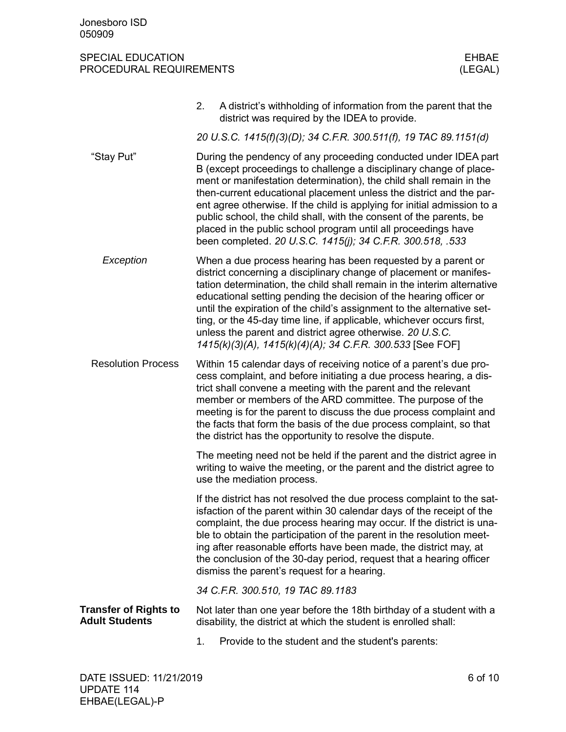2. A district's withholding of information from the parent that the district was required by the IDEA to provide.

*20 U.S.C. 1415(f)(3)(D); 34 C.F.R. 300.511(f), 19 TAC 89.1151(d)*

### "Stay Put"

During the pendency of any proceeding conducted under IDEA part B (except proceedings to challenge a disciplinary change of placement or manifestation determination), the child shall remain in the then-current educational placement unless the district and the parent agree otherwise. If the child is applying for initial admission to a public school, the child shall, with the consent of the parents, be placed in the public school program until all proceedings have been completed. *20 U.S.C. 1415(j); 34 C.F.R. 300.518, .533*

#### *Exception*

When a due process hearing has been requested by a parent or district concerning a disciplinary change of placement or manifestation determination, the child shall remain in the interim alternative educational setting pending the decision of the hearing officer or until the expiration of the child's assignment to the alternative setting, or the 45-day time line, if applicable, whichever occurs first, unless the parent and district agree otherwise. *20 U.S.C. 1415(k)(3)(A), 1415(k)(4)(A); 34 C.F.R. 300.533* [See FOF]

### Resolution Process

Within 15 calendar days of receiving notice of a parent's due process complaint, and before initiating a due process hearing, a district shall convene a meeting with the parent and the relevant member or members of the ARD committee. The purpose of the meeting is for the parent to discuss the due process complaint and the facts that form the basis of the due process complaint, so that the district has the opportunity to resolve the dispute.

The meeting need not be held if the parent and the district agree in writing to waive the meeting, or the parent and the district agree to use the mediation process.

If the district has not resolved the due process complaint to the satisfaction of the parent within 30 calendar days of the receipt of the complaint, the due process hearing may occur. If the district is unable to obtain the participation of the parent in the resolution meeting after reasonable efforts have been made, the district may, at the conclusion of the 30-day period, request that a hearing officer dismiss the parent's request for a hearing.

*34 C.F.R. 300.510, 19 TAC 89.1183*

## Transfer of Rights to Adult Students

Not later than one year before the 18th birthday of a student with a disability, the district at which the student is enrolled shall:

1. Provide to the student and the student's parents: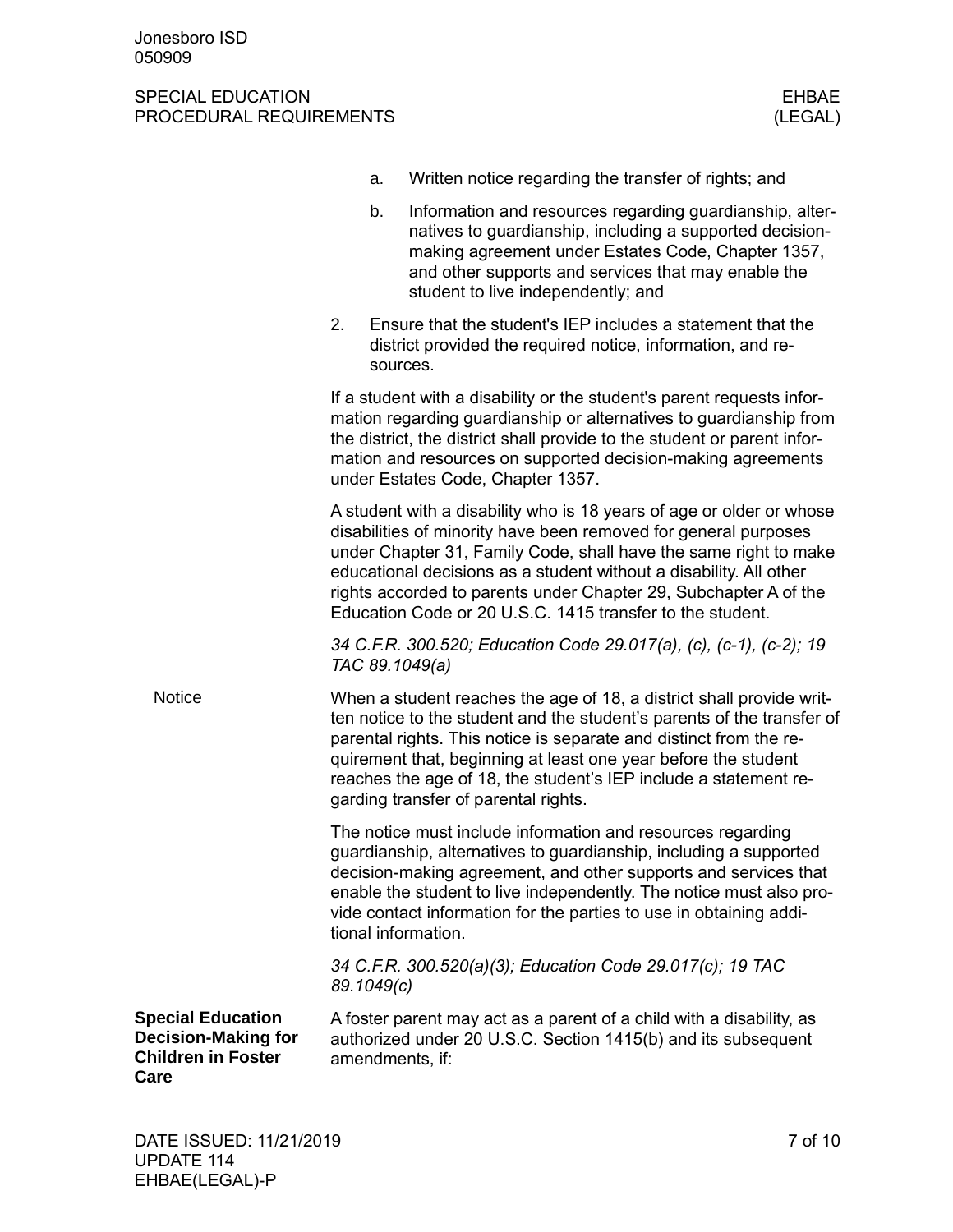a. Written notice regarding the transfer of rights; and

   b. Information and resources regarding guardianship, alternatives to guardianship, including a supported decision-making agreement under Estates Code, Chapter 1357, and other supports and services that may enable the student to live independently; and

2. Ensure that the student's IEP includes a statement that the district provided the required notice, information, and resources.

If a student with a disability or the student's parent requests information regarding guardianship or alternatives to guardianship from the district, the district shall provide to the student or parent information and resources on supported decision-making agreements under Estates Code, Chapter 1357.

A student with a disability who is 18 years of age or older or whose disabilities of minority have been removed for general purposes under Chapter 31, Family Code, shall have the same right to make educational decisions as a student without a disability. All other rights accorded to parents under Chapter 29, Subchapter A of the Education Code or 20 U.S.C. 1415 transfer to the student.

*34 C.F.R. 300.520; Education Code 29.017(a), (c), (c-1), (c-2); 19 TAC 89.1049(a)*

#### Notice

When a student reaches the age of 18, a district shall provide written notice to the student and the student's parents of the transfer of parental rights. This notice is separate and distinct from the requirement that, beginning at least one year before the student reaches the age of 18, the student's IEP include a statement regarding transfer of parental rights.

The notice must include information and resources regarding guardianship, alternatives to guardianship, including a supported decision-making agreement, and other supports and services that enable the student to live independently. The notice must also provide contact information for the parties to use in obtaining additional information.

*34 C.F.R. 300.520(a)(3); Education Code 29.017(c); 19 TAC 89.1049(c)*

### Special Education Decision-Making for Children in Foster Care

A foster parent may act as a parent of a child with a disability, as authorized under 20 U.S.C. Section 1415(b) and its subsequent amendments, if: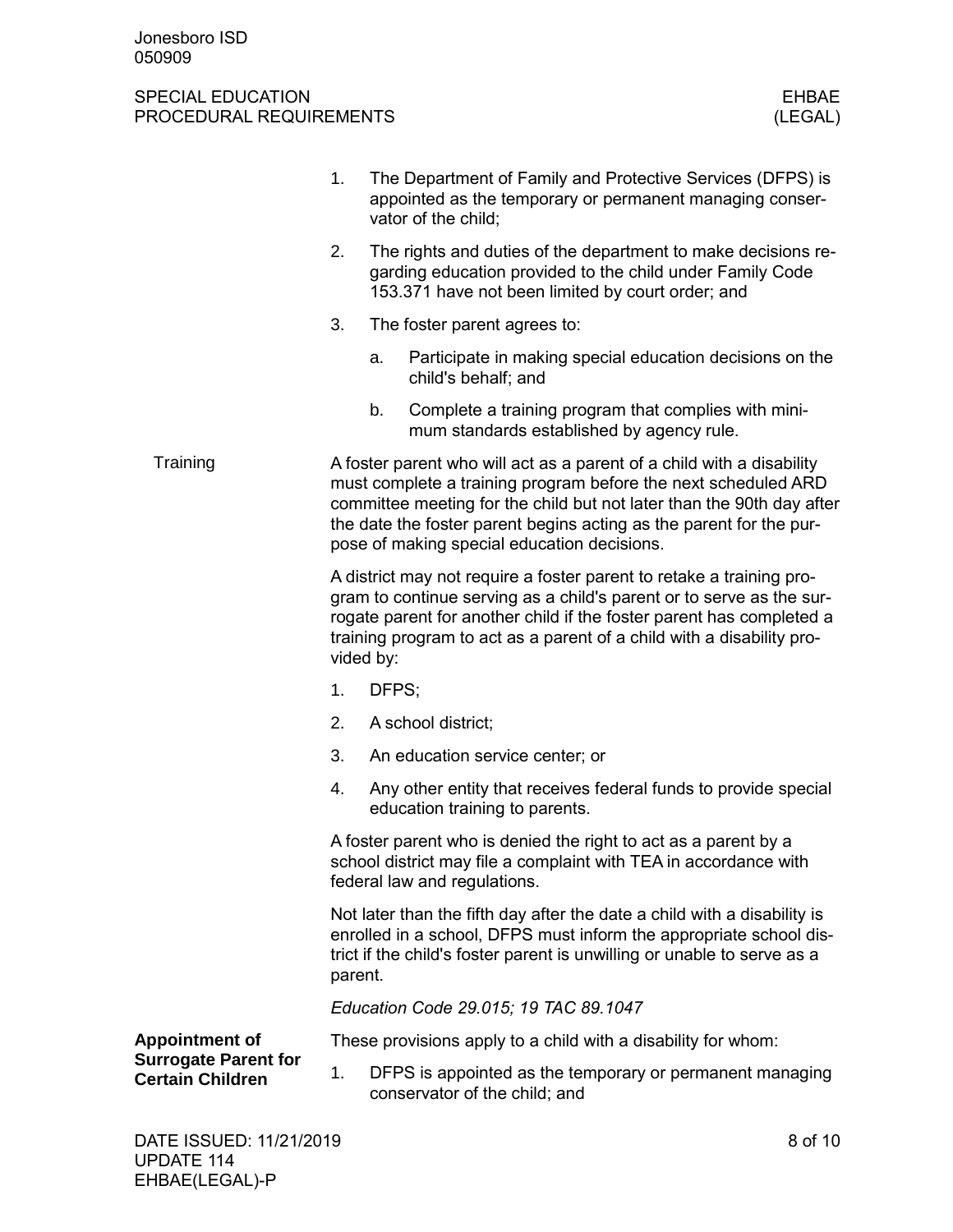1. The Department of Family and Protective Services (DFPS) is appointed as the temporary or permanent managing conservator of the child;
2. The rights and duties of the department to make decisions regarding education provided to the child under Family Code 153.371 have not been limited by court order; and
3. The foster parent agrees to:
   a. Participate in making special education decisions on the child's behalf; and
   b. Complete a training program that complies with minimum standards established by agency rule.

#### Training

A foster parent who will act as a parent of a child with a disability must complete a training program before the next scheduled ARD committee meeting for the child but not later than the 90th day after the date the foster parent begins acting as the parent for the purpose of making special education decisions.

A district may not require a foster parent to retake a training program to continue serving as a child's parent or to serve as the surrogate parent for another child if the foster parent has completed a training program to act as a parent of a child with a disability provided by:

1. DFPS;
2. A school district;
3. An education service center; or
4. Any other entity that receives federal funds to provide special education training to parents.

A foster parent who is denied the right to act as a parent by a school district may file a complaint with TEA in accordance with federal law and regulations.

Not later than the fifth day after the date a child with a disability is enrolled in a school, DFPS must inform the appropriate school district if the child's foster parent is unwilling or unable to serve as a parent.

*Education Code 29.015; 19 TAC 89.1047*

### Appointment of Surrogate Parent for Certain Children

These provisions apply to a child with a disability for whom:

1. DFPS is appointed as the temporary or permanent managing conservator of the child; and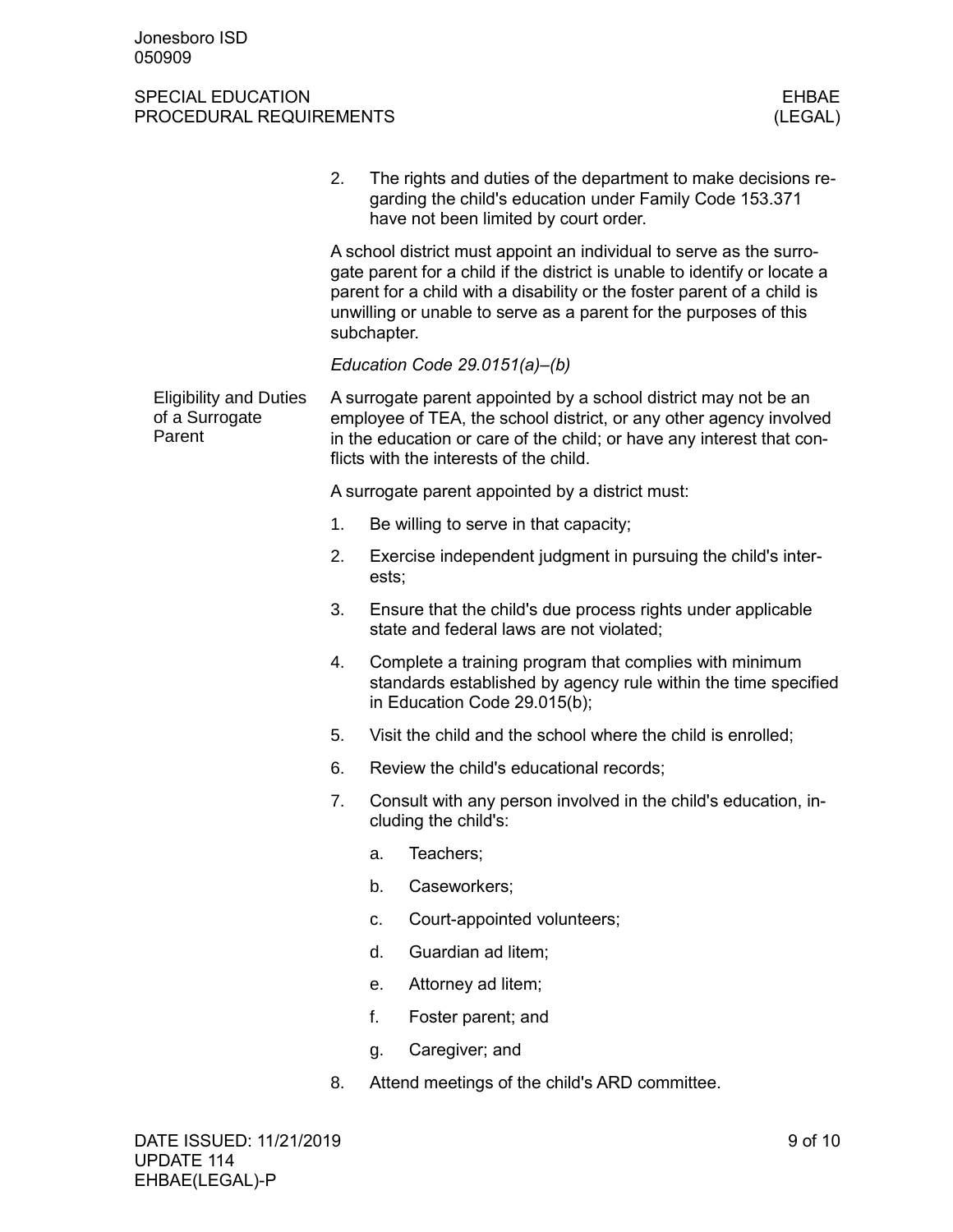2. The rights and duties of the department to make decisions regarding the child's education under Family Code 153.371 have not been limited by court order.

A school district must appoint an individual to serve as the surrogate parent for a child if the district is unable to identify or locate a parent for a child with a disability or the foster parent of a child is unwilling or unable to serve as a parent for the purposes of this subchapter.

*Education Code 29.0151(a)–(b)*

#### Eligibility and Duties of a Surrogate Parent

A surrogate parent appointed by a school district may not be an employee of TEA, the school district, or any other agency involved in the education or care of the child; or have any interest that conflicts with the interests of the child.

A surrogate parent appointed by a district must:

1. Be willing to serve in that capacity;
2. Exercise independent judgment in pursuing the child's interests;
3. Ensure that the child's due process rights under applicable state and federal laws are not violated;
4. Complete a training program that complies with minimum standards established by agency rule within the time specified in Education Code 29.015(b);
5. Visit the child and the school where the child is enrolled;
6. Review the child's educational records;
7. Consult with any person involved in the child's education, including the child's:
   a. Teachers;
   b. Caseworkers;
   c. Court-appointed volunteers;
   d. Guardian ad litem;
   e. Attorney ad litem;
   f. Foster parent; and
   g. Caregiver; and
8. Attend meetings of the child's ARD committee.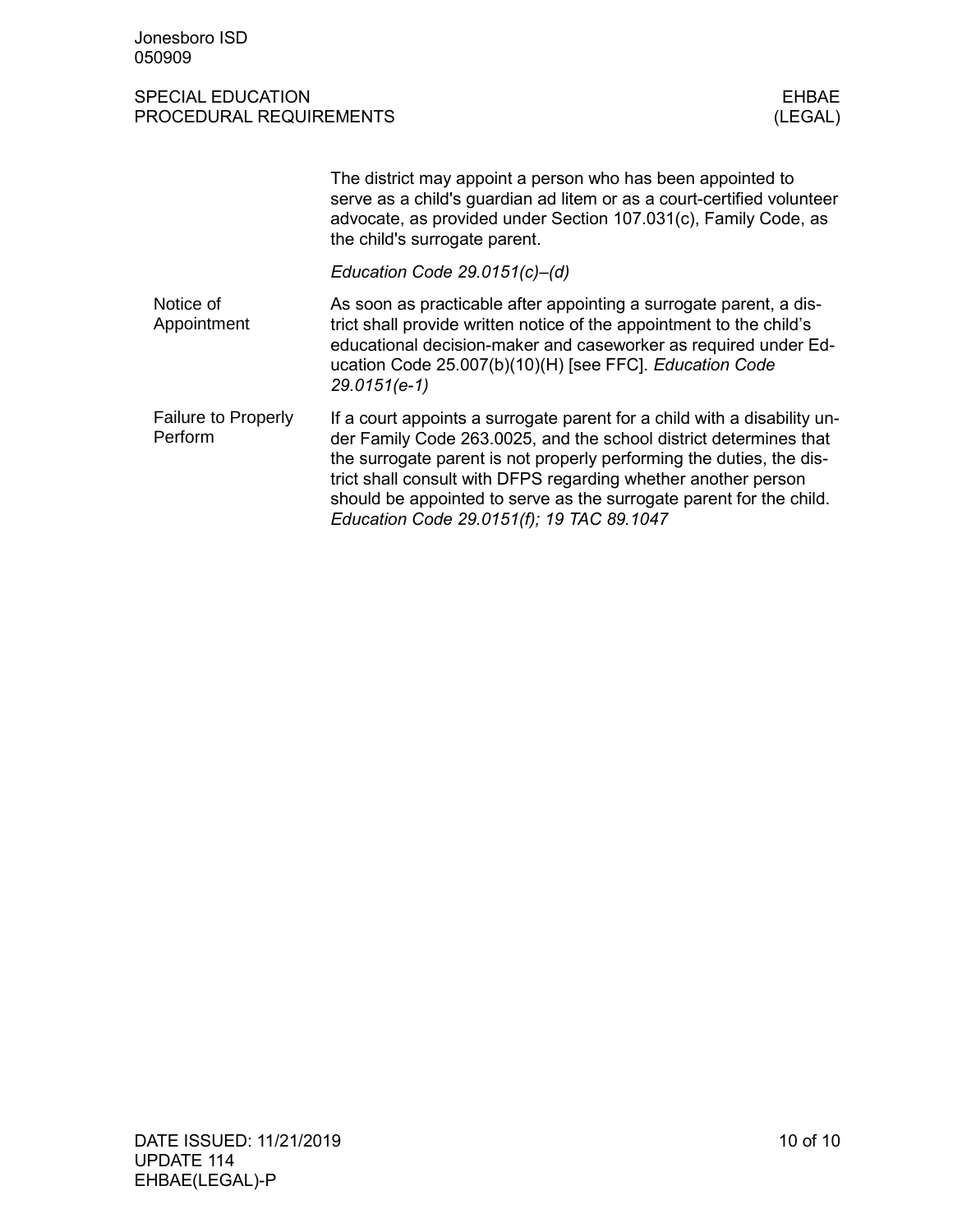The district may appoint a person who has been appointed to serve as a child's guardian ad litem or as a court-certified volunteer advocate, as provided under Section 107.031(c), Family Code, as the child's surrogate parent.

*Education Code 29.0151(c)–(d)*

**Notice of Appointment**

As soon as practicable after appointing a surrogate parent, a district shall provide written notice of the appointment to the child's educational decision-maker and caseworker as required under Education Code 25.007(b)(10)(H) [see FFC]. *Education Code 29.0151(e-1)*

**Failure to Properly Perform**

If a court appoints a surrogate parent for a child with a disability under Family Code 263.0025, and the school district determines that the surrogate parent is not properly performing the duties, the district shall consult with DFPS regarding whether another person should be appointed to serve as the surrogate parent for the child. *Education Code 29.0151(f); 19 TAC 89.1047*